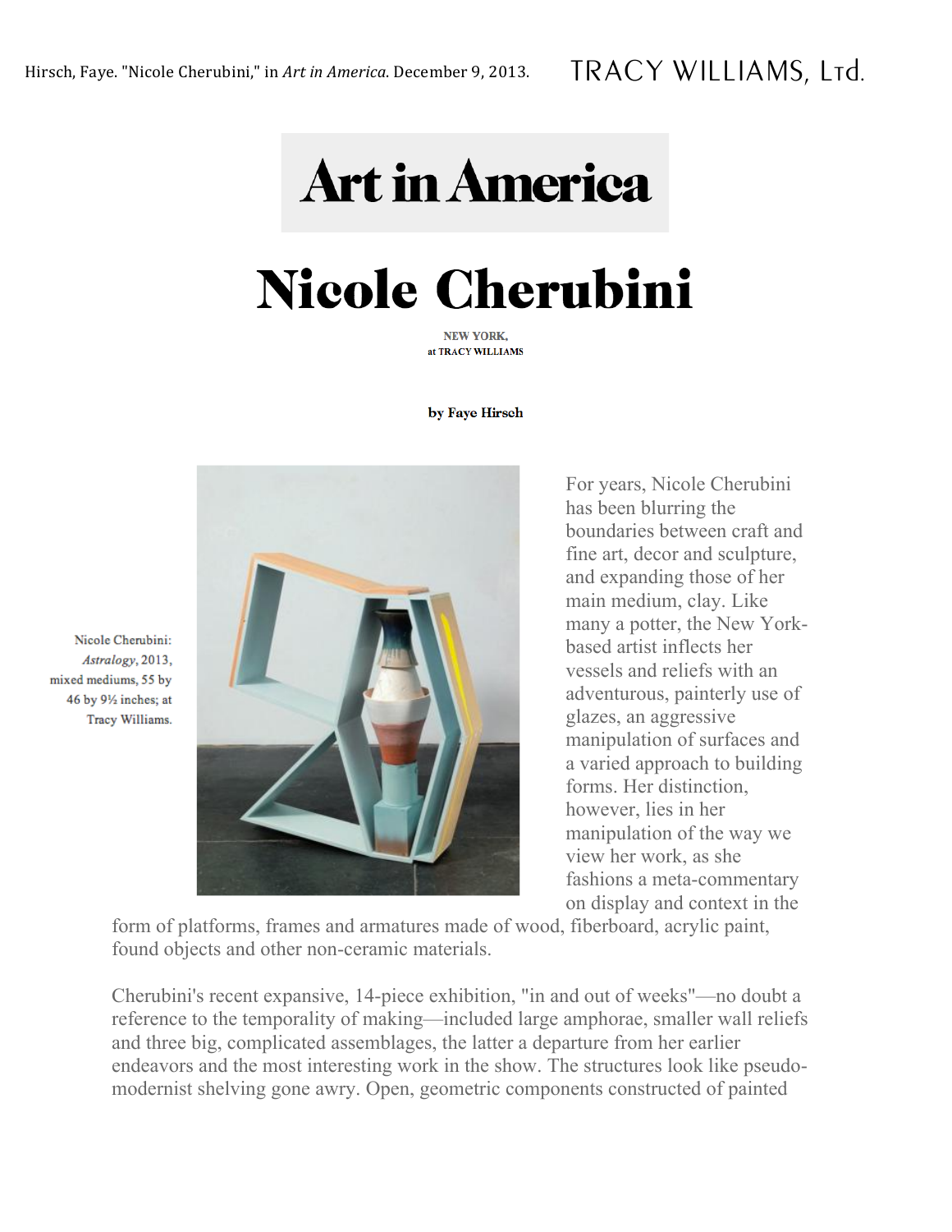Hirsch, Faye. "Nicole Cherubini," in *Art in America*. December 9, 2013.

TRACY WILLIAMS, Ltd.

**Art in America**

# Nicole Cherubini

NEW YORK,
at TRACY WILLIAMS

**by Faye Hirsch**

Nicole Cherubini: *Astralogy*, 2013, mixed mediums, 55 by 46 by 9½ inches; at Tracy Williams.

For years, Nicole Cherubini has been blurring the boundaries between craft and fine art, decor and sculpture, and expanding those of her main medium, clay. Like many a potter, the New York-based artist inflects her vessels and reliefs with an adventurous, painterly use of glazes, an aggressive manipulation of surfaces and a varied approach to building forms. Her distinction, however, lies in her manipulation of the way we view her work, as she fashions a meta-commentary on display and context in the form of platforms, frames and armatures made of wood, fiberboard, acrylic paint, found objects and other non-ceramic materials.

Cherubini's recent expansive, 14-piece exhibition, "in and out of weeks"—no doubt a reference to the temporality of making—included large amphorae, smaller wall reliefs and three big, complicated assemblages, the latter a departure from her earlier endeavors and the most interesting work in the show. The structures look like pseudo-modernist shelving gone awry. Open, geometric components constructed of painted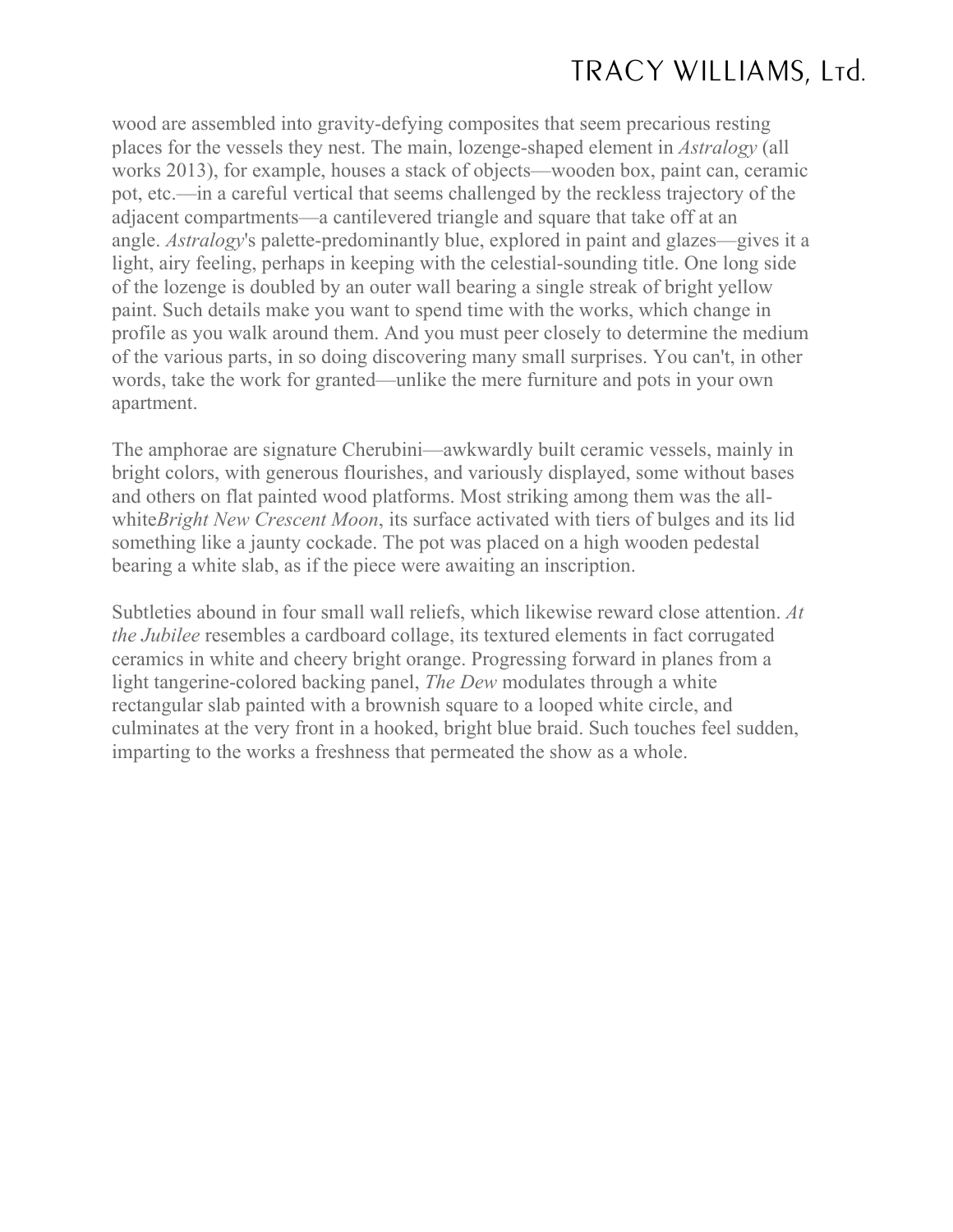wood are assembled into gravity-defying composites that seem precarious resting places for the vessels they nest. The main, lozenge-shaped element in *Astralogy* (all works 2013), for example, houses a stack of objects—wooden box, paint can, ceramic pot, etc.—in a careful vertical that seems challenged by the reckless trajectory of the adjacent compartments—a cantilevered triangle and square that take off at an angle. *Astralogy*'s palette-predominantly blue, explored in paint and glazes—gives it a light, airy feeling, perhaps in keeping with the celestial-sounding title. One long side of the lozenge is doubled by an outer wall bearing a single streak of bright yellow paint. Such details make you want to spend time with the works, which change in profile as you walk around them. And you must peer closely to determine the medium of the various parts, in so doing discovering many small surprises. You can't, in other words, take the work for granted—unlike the mere furniture and pots in your own apartment.

The amphorae are signature Cherubini—awkwardly built ceramic vessels, mainly in bright colors, with generous flourishes, and variously displayed, some without bases and others on flat painted wood platforms. Most striking among them was the all-white*Bright New Crescent Moon*, its surface activated with tiers of bulges and its lid something like a jaunty cockade. The pot was placed on a high wooden pedestal bearing a white slab, as if the piece were awaiting an inscription.

Subtleties abound in four small wall reliefs, which likewise reward close attention. *At the Jubilee* resembles a cardboard collage, its textured elements in fact corrugated ceramics in white and cheery bright orange. Progressing forward in planes from a light tangerine-colored backing panel, *The Dew* modulates through a white rectangular slab painted with a brownish square to a looped white circle, and culminates at the very front in a hooked, bright blue braid. Such touches feel sudden, imparting to the works a freshness that permeated the show as a whole.